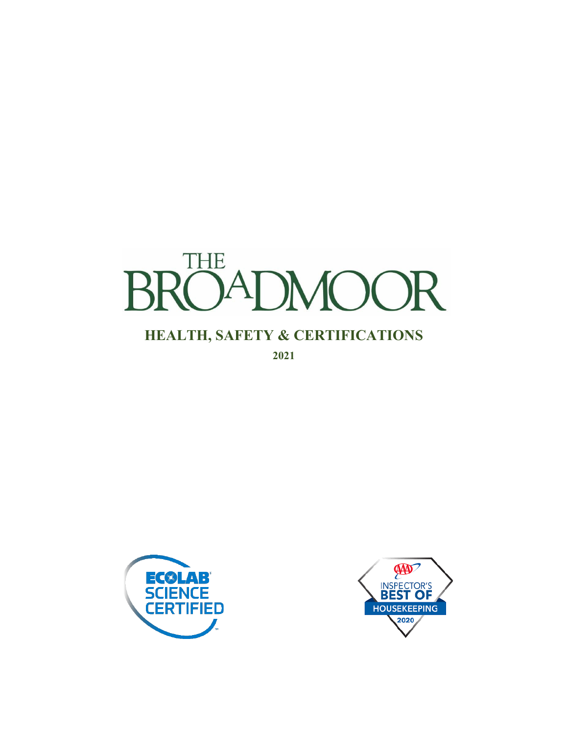# THE BROADMOOR

## HEALTH, SAFETY & CERTIFICATIONS

**2021**

ECOLAB SCIENCE CERTIFIED

AAA INSPECTOR'S BEST OF HOUSEKEEPING 2020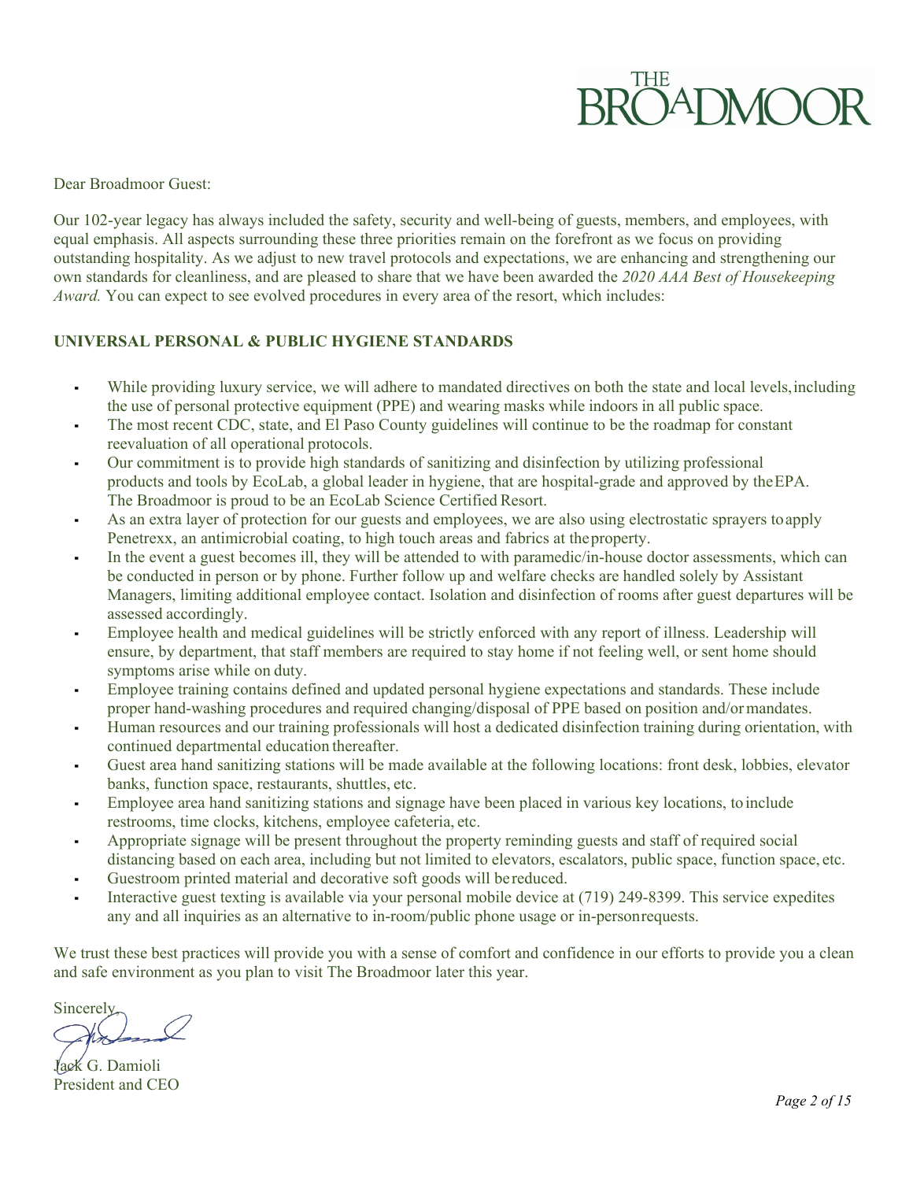THE BROADMOOR

Dear Broadmoor Guest:

Our 102-year legacy has always included the safety, security and well-being of guests, members, and employees, with equal emphasis. All aspects surrounding these three priorities remain on the forefront as we focus on providing outstanding hospitality. As we adjust to new travel protocols and expectations, we are enhancing and strengthening our own standards for cleanliness, and are pleased to share that we have been awarded the *2020 AAA Best of Housekeeping Award.* You can expect to see evolved procedures in every area of the resort, which includes:

**UNIVERSAL PERSONAL & PUBLIC HYGIENE STANDARDS**

- While providing luxury service, we will adhere to mandated directives on both the state and local levels, including the use of personal protective equipment (PPE) and wearing masks while indoors in all public space.
- The most recent CDC, state, and El Paso County guidelines will continue to be the roadmap for constant reevaluation of all operational protocols.
- Our commitment is to provide high standards of sanitizing and disinfection by utilizing professional products and tools by EcoLab, a global leader in hygiene, that are hospital-grade and approved by the EPA. The Broadmoor is proud to be an EcoLab Science Certified Resort.
- As an extra layer of protection for our guests and employees, we are also using electrostatic sprayers to apply Penetrexx, an antimicrobial coating, to high touch areas and fabrics at the property.
- In the event a guest becomes ill, they will be attended to with paramedic/in-house doctor assessments, which can be conducted in person or by phone. Further follow up and welfare checks are handled solely by Assistant Managers, limiting additional employee contact. Isolation and disinfection of rooms after guest departures will be assessed accordingly.
- Employee health and medical guidelines will be strictly enforced with any report of illness. Leadership will ensure, by department, that staff members are required to stay home if not feeling well, or sent home should symptoms arise while on duty.
- Employee training contains defined and updated personal hygiene expectations and standards. These include proper hand-washing procedures and required changing/disposal of PPE based on position and/or mandates.
- Human resources and our training professionals will host a dedicated disinfection training during orientation, with continued departmental education thereafter.
- Guest area hand sanitizing stations will be made available at the following locations: front desk, lobbies, elevator banks, function space, restaurants, shuttles, etc.
- Employee area hand sanitizing stations and signage have been placed in various key locations, to include restrooms, time clocks, kitchens, employee cafeteria, etc.
- Appropriate signage will be present throughout the property reminding guests and staff of required social distancing based on each area, including but not limited to elevators, escalators, public space, function space, etc.
- Guestroom printed material and decorative soft goods will be reduced.
- Interactive guest texting is available via your personal mobile device at (719) 249-8399. This service expedites any and all inquiries as an alternative to in-room/public phone usage or in-person requests.

We trust these best practices will provide you with a sense of comfort and confidence in our efforts to provide you a clean and safe environment as you plan to visit The Broadmoor later this year.

Sincerely,

Jack G. Damioli
President and CEO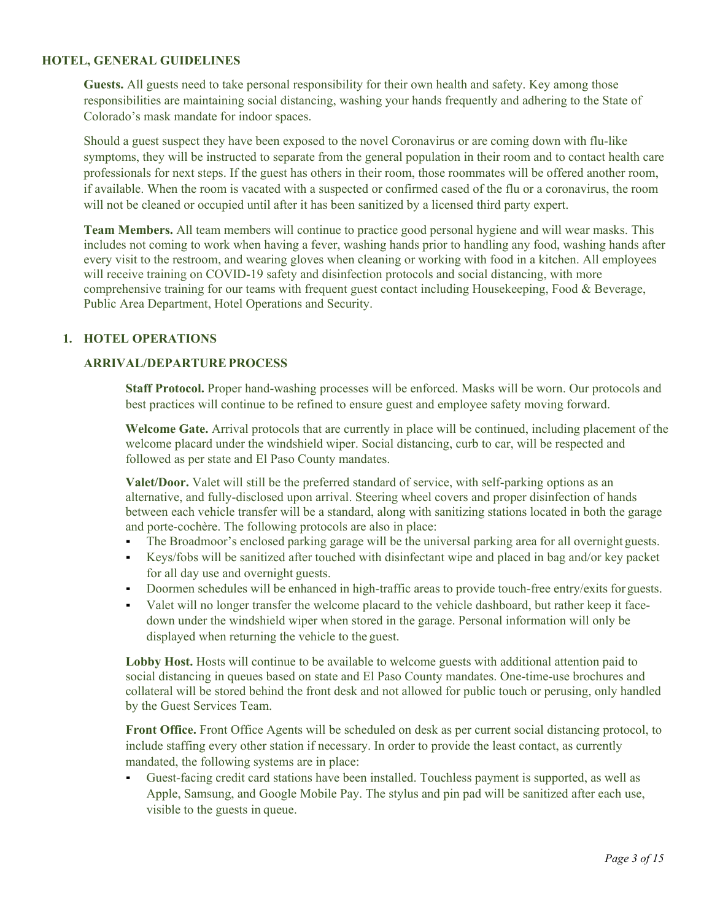## HOTEL, GENERAL GUIDELINES

**Guests.** All guests need to take personal responsibility for their own health and safety. Key among those responsibilities are maintaining social distancing, washing your hands frequently and adhering to the State of Colorado's mask mandate for indoor spaces.

Should a guest suspect they have been exposed to the novel Coronavirus or are coming down with flu-like symptoms, they will be instructed to separate from the general population in their room and to contact health care professionals for next steps. If the guest has others in their room, those roommates will be offered another room, if available. When the room is vacated with a suspected or confirmed cased of the flu or a coronavirus, the room will not be cleaned or occupied until after it has been sanitized by a licensed third party expert.

**Team Members.** All team members will continue to practice good personal hygiene and will wear masks. This includes not coming to work when having a fever, washing hands prior to handling any food, washing hands after every visit to the restroom, and wearing gloves when cleaning or working with food in a kitchen. All employees will receive training on COVID-19 safety and disinfection protocols and social distancing, with more comprehensive training for our teams with frequent guest contact including Housekeeping, Food & Beverage, Public Area Department, Hotel Operations and Security.

## 1. HOTEL OPERATIONS

### ARRIVAL/DEPARTURE PROCESS

**Staff Protocol.** Proper hand-washing processes will be enforced. Masks will be worn. Our protocols and best practices will continue to be refined to ensure guest and employee safety moving forward.

**Welcome Gate.** Arrival protocols that are currently in place will be continued, including placement of the welcome placard under the windshield wiper. Social distancing, curb to car, will be respected and followed as per state and El Paso County mandates.

**Valet/Door.** Valet will still be the preferred standard of service, with self-parking options as an alternative, and fully-disclosed upon arrival. Steering wheel covers and proper disinfection of hands between each vehicle transfer will be a standard, along with sanitizing stations located in both the garage and porte-cochère. The following protocols are also in place:

- The Broadmoor's enclosed parking garage will be the universal parking area for all overnight guests.
- Keys/fobs will be sanitized after touched with disinfectant wipe and placed in bag and/or key packet for all day use and overnight guests.
- Doormen schedules will be enhanced in high-traffic areas to provide touch-free entry/exits for guests.
- Valet will no longer transfer the welcome placard to the vehicle dashboard, but rather keep it face-down under the windshield wiper when stored in the garage. Personal information will only be displayed when returning the vehicle to the guest.

**Lobby Host.** Hosts will continue to be available to welcome guests with additional attention paid to social distancing in queues based on state and El Paso County mandates. One-time-use brochures and collateral will be stored behind the front desk and not allowed for public touch or perusing, only handled by the Guest Services Team.

**Front Office.** Front Office Agents will be scheduled on desk as per current social distancing protocol, to include staffing every other station if necessary. In order to provide the least contact, as currently mandated, the following systems are in place:

- Guest-facing credit card stations have been installed. Touchless payment is supported, as well as Apple, Samsung, and Google Mobile Pay. The stylus and pin pad will be sanitized after each use, visible to the guests in queue.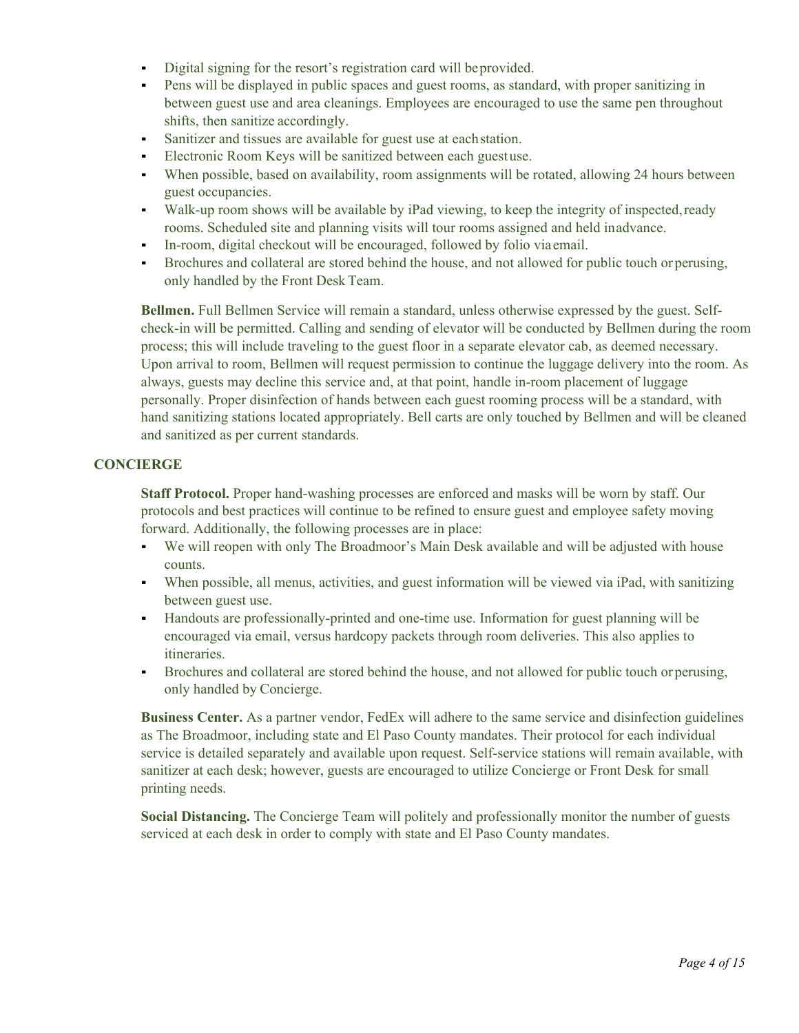- Digital signing for the resort's registration card will be provided.
- Pens will be displayed in public spaces and guest rooms, as standard, with proper sanitizing in between guest use and area cleanings. Employees are encouraged to use the same pen throughout shifts, then sanitize accordingly.
- Sanitizer and tissues are available for guest use at each station.
- Electronic Room Keys will be sanitized between each guest use.
- When possible, based on availability, room assignments will be rotated, allowing 24 hours between guest occupancies.
- Walk-up room shows will be available by iPad viewing, to keep the integrity of inspected, ready rooms. Scheduled site and planning visits will tour rooms assigned and held in advance.
- In-room, digital checkout will be encouraged, followed by folio via email.
- Brochures and collateral are stored behind the house, and not allowed for public touch or perusing, only handled by the Front Desk Team.

**Bellmen.** Full Bellmen Service will remain a standard, unless otherwise expressed by the guest. Self-check-in will be permitted. Calling and sending of elevator will be conducted by Bellmen during the room process; this will include traveling to the guest floor in a separate elevator cab, as deemed necessary. Upon arrival to room, Bellmen will request permission to continue the luggage delivery into the room. As always, guests may decline this service and, at that point, handle in-room placement of luggage personally. Proper disinfection of hands between each guest rooming process will be a standard, with hand sanitizing stations located appropriately. Bell carts are only touched by Bellmen and will be cleaned and sanitized as per current standards.

## CONCIERGE

**Staff Protocol.** Proper hand-washing processes are enforced and masks will be worn by staff. Our protocols and best practices will continue to be refined to ensure guest and employee safety moving forward. Additionally, the following processes are in place:

- We will reopen with only The Broadmoor's Main Desk available and will be adjusted with house counts.
- When possible, all menus, activities, and guest information will be viewed via iPad, with sanitizing between guest use.
- Handouts are professionally-printed and one-time use. Information for guest planning will be encouraged via email, versus hardcopy packets through room deliveries. This also applies to itineraries.
- Brochures and collateral are stored behind the house, and not allowed for public touch or perusing, only handled by Concierge.

**Business Center.** As a partner vendor, FedEx will adhere to the same service and disinfection guidelines as The Broadmoor, including state and El Paso County mandates. Their protocol for each individual service is detailed separately and available upon request. Self-service stations will remain available, with sanitizer at each desk; however, guests are encouraged to utilize Concierge or Front Desk for small printing needs.

**Social Distancing.** The Concierge Team will politely and professionally monitor the number of guests serviced at each desk in order to comply with state and El Paso County mandates.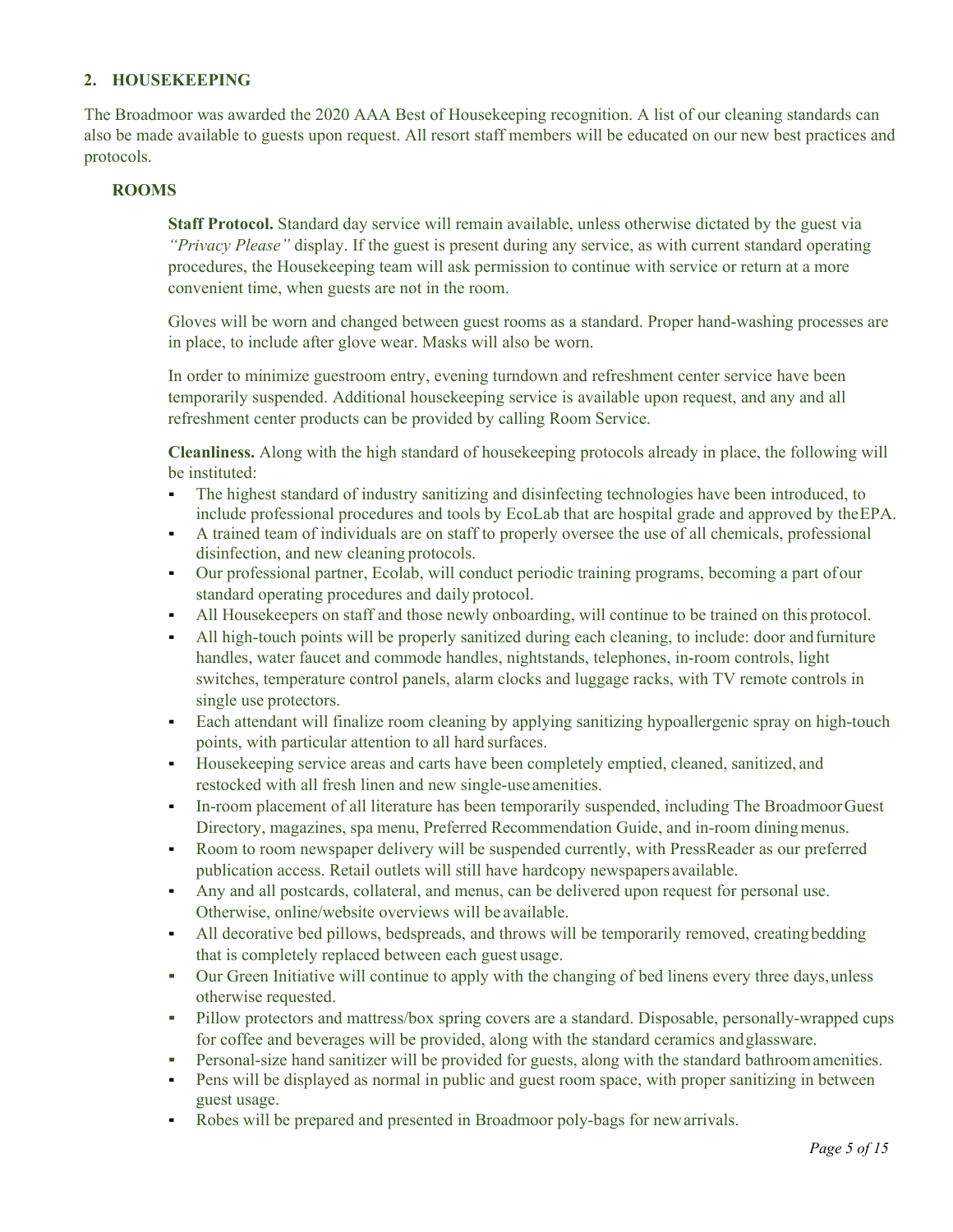## 2. HOUSEKEEPING

The Broadmoor was awarded the 2020 AAA Best of Housekeeping recognition. A list of our cleaning standards can also be made available to guests upon request. All resort staff members will be educated on our new best practices and protocols.

### ROOMS

**Staff Protocol.** Standard day service will remain available, unless otherwise dictated by the guest via *"Privacy Please"* display. If the guest is present during any service, as with current standard operating procedures, the Housekeeping team will ask permission to continue with service or return at a more convenient time, when guests are not in the room.

Gloves will be worn and changed between guest rooms as a standard. Proper hand-washing processes are in place, to include after glove wear. Masks will also be worn.

In order to minimize guestroom entry, evening turndown and refreshment center service have been temporarily suspended. Additional housekeeping service is available upon request, and any and all refreshment center products can be provided by calling Room Service.

**Cleanliness.** Along with the high standard of housekeeping protocols already in place, the following will be instituted:

- The highest standard of industry sanitizing and disinfecting technologies have been introduced, to include professional procedures and tools by EcoLab that are hospital grade and approved by the EPA.
- A trained team of individuals are on staff to properly oversee the use of all chemicals, professional disinfection, and new cleaning protocols.
- Our professional partner, Ecolab, will conduct periodic training programs, becoming a part of our standard operating procedures and daily protocol.
- All Housekeepers on staff and those newly onboarding, will continue to be trained on this protocol.
- All high-touch points will be properly sanitized during each cleaning, to include: door and furniture handles, water faucet and commode handles, nightstands, telephones, in-room controls, light switches, temperature control panels, alarm clocks and luggage racks, with TV remote controls in single use protectors.
- Each attendant will finalize room cleaning by applying sanitizing hypoallergenic spray on high-touch points, with particular attention to all hard surfaces.
- Housekeeping service areas and carts have been completely emptied, cleaned, sanitized, and restocked with all fresh linen and new single-use amenities.
- In-room placement of all literature has been temporarily suspended, including The Broadmoor Guest Directory, magazines, spa menu, Preferred Recommendation Guide, and in-room dining menus.
- Room to room newspaper delivery will be suspended currently, with PressReader as our preferred publication access. Retail outlets will still have hardcopy newspapers available.
- Any and all postcards, collateral, and menus, can be delivered upon request for personal use. Otherwise, online/website overviews will be available.
- All decorative bed pillows, bedspreads, and throws will be temporarily removed, creating bedding that is completely replaced between each guest usage.
- Our Green Initiative will continue to apply with the changing of bed linens every three days, unless otherwise requested.
- Pillow protectors and mattress/box spring covers are a standard. Disposable, personally-wrapped cups for coffee and beverages will be provided, along with the standard ceramics and glassware.
- Personal-size hand sanitizer will be provided for guests, along with the standard bathroom amenities.
- Pens will be displayed as normal in public and guest room space, with proper sanitizing in between guest usage.
- Robes will be prepared and presented in Broadmoor poly-bags for new arrivals.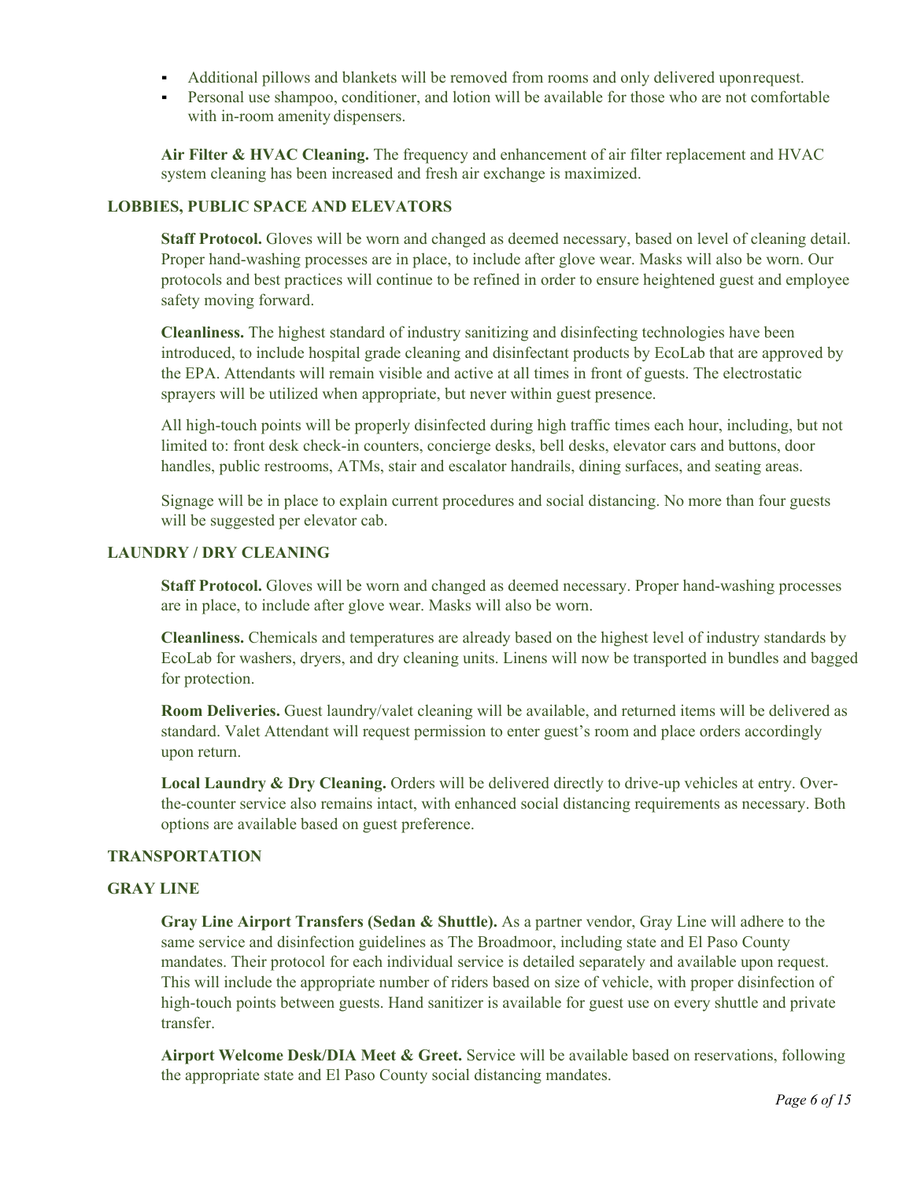- Additional pillows and blankets will be removed from rooms and only delivered upon request.
- Personal use shampoo, conditioner, and lotion will be available for those who are not comfortable with in-room amenity dispensers.

**Air Filter & HVAC Cleaning.** The frequency and enhancement of air filter replacement and HVAC system cleaning has been increased and fresh air exchange is maximized.

### LOBBIES, PUBLIC SPACE AND ELEVATORS

**Staff Protocol.** Gloves will be worn and changed as deemed necessary, based on level of cleaning detail. Proper hand-washing processes are in place, to include after glove wear. Masks will also be worn. Our protocols and best practices will continue to be refined in order to ensure heightened guest and employee safety moving forward.

**Cleanliness.** The highest standard of industry sanitizing and disinfecting technologies have been introduced, to include hospital grade cleaning and disinfectant products by EcoLab that are approved by the EPA. Attendants will remain visible and active at all times in front of guests. The electrostatic sprayers will be utilized when appropriate, but never within guest presence.

All high-touch points will be properly disinfected during high traffic times each hour, including, but not limited to: front desk check-in counters, concierge desks, bell desks, elevator cars and buttons, door handles, public restrooms, ATMs, stair and escalator handrails, dining surfaces, and seating areas.

Signage will be in place to explain current procedures and social distancing. No more than four guests will be suggested per elevator cab.

### LAUNDRY / DRY CLEANING

**Staff Protocol.** Gloves will be worn and changed as deemed necessary. Proper hand-washing processes are in place, to include after glove wear. Masks will also be worn.

**Cleanliness.** Chemicals and temperatures are already based on the highest level of industry standards by EcoLab for washers, dryers, and dry cleaning units. Linens will now be transported in bundles and bagged for protection.

**Room Deliveries.** Guest laundry/valet cleaning will be available, and returned items will be delivered as standard. Valet Attendant will request permission to enter guest's room and place orders accordingly upon return.

**Local Laundry & Dry Cleaning.** Orders will be delivered directly to drive-up vehicles at entry. Over-the-counter service also remains intact, with enhanced social distancing requirements as necessary. Both options are available based on guest preference.

### TRANSPORTATION

### GRAY LINE

**Gray Line Airport Transfers (Sedan & Shuttle).** As a partner vendor, Gray Line will adhere to the same service and disinfection guidelines as The Broadmoor, including state and El Paso County mandates. Their protocol for each individual service is detailed separately and available upon request. This will include the appropriate number of riders based on size of vehicle, with proper disinfection of high-touch points between guests. Hand sanitizer is available for guest use on every shuttle and private transfer.

**Airport Welcome Desk/DIA Meet & Greet.** Service will be available based on reservations, following the appropriate state and El Paso County social distancing mandates.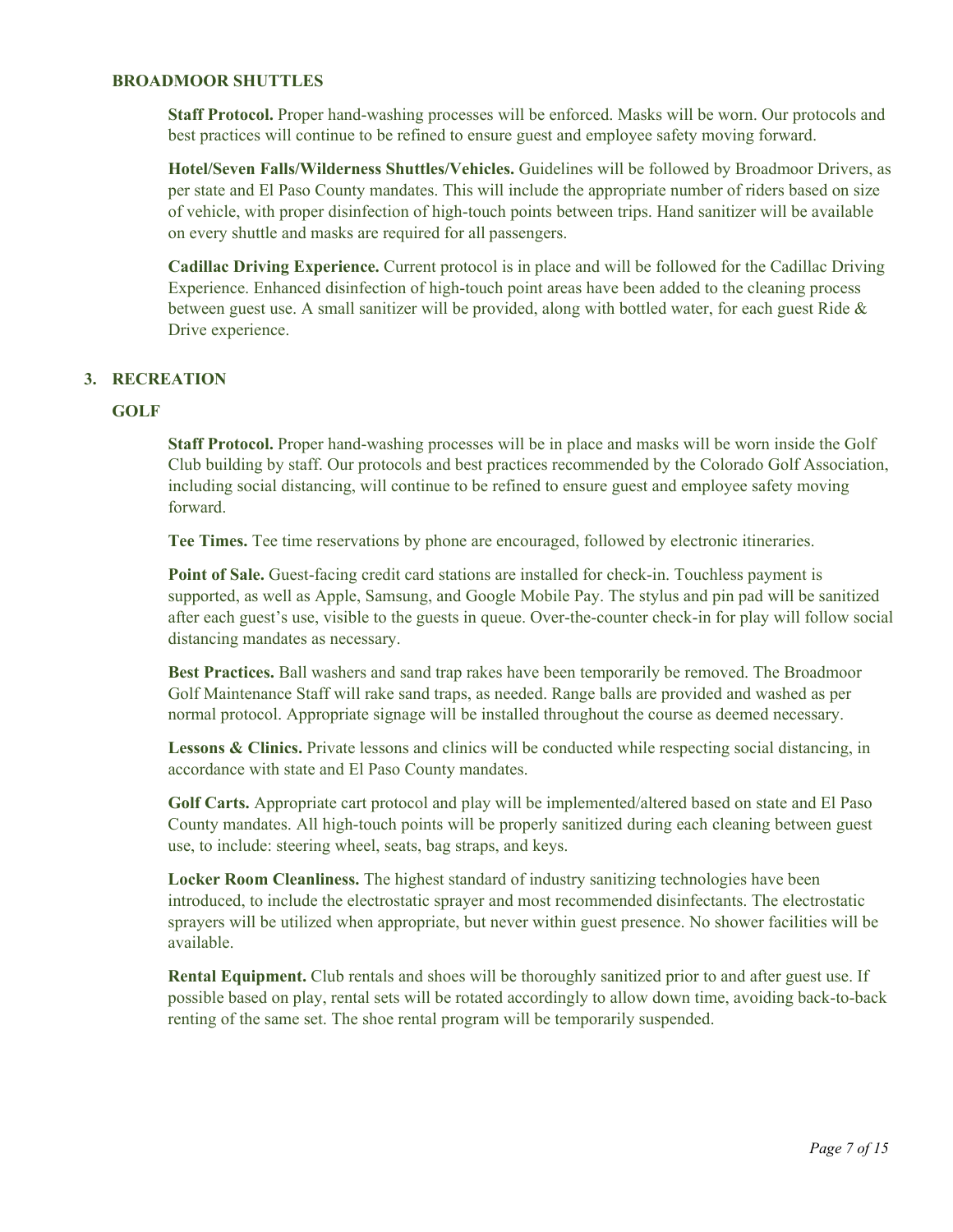### BROADMOOR SHUTTLES

**Staff Protocol.** Proper hand-washing processes will be enforced. Masks will be worn. Our protocols and best practices will continue to be refined to ensure guest and employee safety moving forward.

**Hotel/Seven Falls/Wilderness Shuttles/Vehicles.** Guidelines will be followed by Broadmoor Drivers, as per state and El Paso County mandates. This will include the appropriate number of riders based on size of vehicle, with proper disinfection of high-touch points between trips. Hand sanitizer will be available on every shuttle and masks are required for all passengers.

**Cadillac Driving Experience.** Current protocol is in place and will be followed for the Cadillac Driving Experience. Enhanced disinfection of high-touch point areas have been added to the cleaning process between guest use. A small sanitizer will be provided, along with bottled water, for each guest Ride & Drive experience.

## 3. RECREATION

### GOLF

**Staff Protocol.** Proper hand-washing processes will be in place and masks will be worn inside the Golf Club building by staff. Our protocols and best practices recommended by the Colorado Golf Association, including social distancing, will continue to be refined to ensure guest and employee safety moving forward.

**Tee Times.** Tee time reservations by phone are encouraged, followed by electronic itineraries.

**Point of Sale.** Guest-facing credit card stations are installed for check-in. Touchless payment is supported, as well as Apple, Samsung, and Google Mobile Pay. The stylus and pin pad will be sanitized after each guest's use, visible to the guests in queue. Over-the-counter check-in for play will follow social distancing mandates as necessary.

**Best Practices.** Ball washers and sand trap rakes have been temporarily be removed. The Broadmoor Golf Maintenance Staff will rake sand traps, as needed. Range balls are provided and washed as per normal protocol. Appropriate signage will be installed throughout the course as deemed necessary.

**Lessons & Clinics.** Private lessons and clinics will be conducted while respecting social distancing, in accordance with state and El Paso County mandates.

**Golf Carts.** Appropriate cart protocol and play will be implemented/altered based on state and El Paso County mandates. All high-touch points will be properly sanitized during each cleaning between guest use, to include: steering wheel, seats, bag straps, and keys.

**Locker Room Cleanliness.** The highest standard of industry sanitizing technologies have been introduced, to include the electrostatic sprayer and most recommended disinfectants. The electrostatic sprayers will be utilized when appropriate, but never within guest presence. No shower facilities will be available.

**Rental Equipment.** Club rentals and shoes will be thoroughly sanitized prior to and after guest use. If possible based on play, rental sets will be rotated accordingly to allow down time, avoiding back-to-back renting of the same set. The shoe rental program will be temporarily suspended.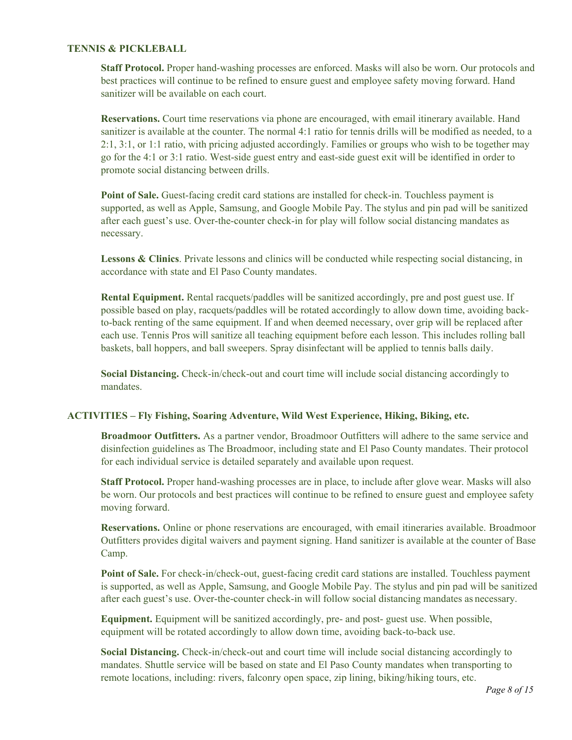## TENNIS & PICKLEBALL

**Staff Protocol.** Proper hand-washing processes are enforced. Masks will also be worn. Our protocols and best practices will continue to be refined to ensure guest and employee safety moving forward. Hand sanitizer will be available on each court.

**Reservations.** Court time reservations via phone are encouraged, with email itinerary available. Hand sanitizer is available at the counter. The normal 4:1 ratio for tennis drills will be modified as needed, to a 2:1, 3:1, or 1:1 ratio, with pricing adjusted accordingly. Families or groups who wish to be together may go for the 4:1 or 3:1 ratio. West-side guest entry and east-side guest exit will be identified in order to promote social distancing between drills.

**Point of Sale.** Guest-facing credit card stations are installed for check-in. Touchless payment is supported, as well as Apple, Samsung, and Google Mobile Pay. The stylus and pin pad will be sanitized after each guest's use. Over-the-counter check-in for play will follow social distancing mandates as necessary.

**Lessons & Clinics**. Private lessons and clinics will be conducted while respecting social distancing, in accordance with state and El Paso County mandates.

**Rental Equipment.** Rental racquets/paddles will be sanitized accordingly, pre and post guest use. If possible based on play, racquets/paddles will be rotated accordingly to allow down time, avoiding back-to-back renting of the same equipment. If and when deemed necessary, over grip will be replaced after each use. Tennis Pros will sanitize all teaching equipment before each lesson. This includes rolling ball baskets, ball hoppers, and ball sweepers. Spray disinfectant will be applied to tennis balls daily.

**Social Distancing.** Check-in/check-out and court time will include social distancing accordingly to mandates.

## ACTIVITIES – Fly Fishing, Soaring Adventure, Wild West Experience, Hiking, Biking, etc.

**Broadmoor Outfitters.** As a partner vendor, Broadmoor Outfitters will adhere to the same service and disinfection guidelines as The Broadmoor, including state and El Paso County mandates. Their protocol for each individual service is detailed separately and available upon request.

**Staff Protocol.** Proper hand-washing processes are in place, to include after glove wear. Masks will also be worn. Our protocols and best practices will continue to be refined to ensure guest and employee safety moving forward.

**Reservations.** Online or phone reservations are encouraged, with email itineraries available. Broadmoor Outfitters provides digital waivers and payment signing. Hand sanitizer is available at the counter of Base Camp.

**Point of Sale.** For check-in/check-out, guest-facing credit card stations are installed. Touchless payment is supported, as well as Apple, Samsung, and Google Mobile Pay. The stylus and pin pad will be sanitized after each guest's use. Over-the-counter check-in will follow social distancing mandates as necessary.

**Equipment.** Equipment will be sanitized accordingly, pre- and post- guest use. When possible, equipment will be rotated accordingly to allow down time, avoiding back-to-back use.

**Social Distancing.** Check-in/check-out and court time will include social distancing accordingly to mandates. Shuttle service will be based on state and El Paso County mandates when transporting to remote locations, including: rivers, falconry open space, zip lining, biking/hiking tours, etc.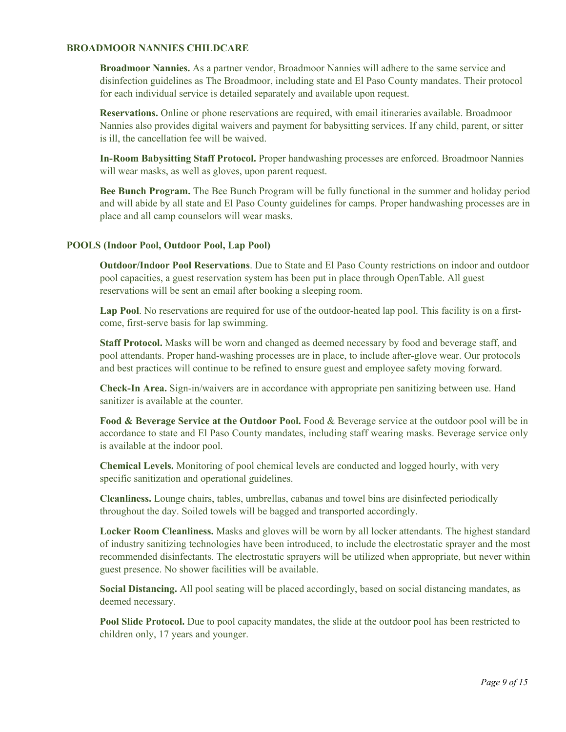## BROADMOOR NANNIES CHILDCARE

**Broadmoor Nannies.** As a partner vendor, Broadmoor Nannies will adhere to the same service and disinfection guidelines as The Broadmoor, including state and El Paso County mandates. Their protocol for each individual service is detailed separately and available upon request.

**Reservations.** Online or phone reservations are required, with email itineraries available. Broadmoor Nannies also provides digital waivers and payment for babysitting services. If any child, parent, or sitter is ill, the cancellation fee will be waived.

**In-Room Babysitting Staff Protocol.** Proper handwashing processes are enforced. Broadmoor Nannies will wear masks, as well as gloves, upon parent request.

**Bee Bunch Program.** The Bee Bunch Program will be fully functional in the summer and holiday period and will abide by all state and El Paso County guidelines for camps. Proper handwashing processes are in place and all camp counselors will wear masks.

## POOLS (Indoor Pool, Outdoor Pool, Lap Pool)

**Outdoor/Indoor Pool Reservations**. Due to State and El Paso County restrictions on indoor and outdoor pool capacities, a guest reservation system has been put in place through OpenTable. All guest reservations will be sent an email after booking a sleeping room.

**Lap Pool**. No reservations are required for use of the outdoor-heated lap pool. This facility is on a first-come, first-serve basis for lap swimming.

**Staff Protocol.** Masks will be worn and changed as deemed necessary by food and beverage staff, and pool attendants. Proper hand-washing processes are in place, to include after-glove wear. Our protocols and best practices will continue to be refined to ensure guest and employee safety moving forward.

**Check-In Area.** Sign-in/waivers are in accordance with appropriate pen sanitizing between use. Hand sanitizer is available at the counter.

**Food & Beverage Service at the Outdoor Pool.** Food & Beverage service at the outdoor pool will be in accordance to state and El Paso County mandates, including staff wearing masks. Beverage service only is available at the indoor pool.

**Chemical Levels.** Monitoring of pool chemical levels are conducted and logged hourly, with very specific sanitization and operational guidelines.

**Cleanliness.** Lounge chairs, tables, umbrellas, cabanas and towel bins are disinfected periodically throughout the day. Soiled towels will be bagged and transported accordingly.

**Locker Room Cleanliness.** Masks and gloves will be worn by all locker attendants. The highest standard of industry sanitizing technologies have been introduced, to include the electrostatic sprayer and the most recommended disinfectants. The electrostatic sprayers will be utilized when appropriate, but never within guest presence. No shower facilities will be available.

**Social Distancing.** All pool seating will be placed accordingly, based on social distancing mandates, as deemed necessary.

**Pool Slide Protocol.** Due to pool capacity mandates, the slide at the outdoor pool has been restricted to children only, 17 years and younger.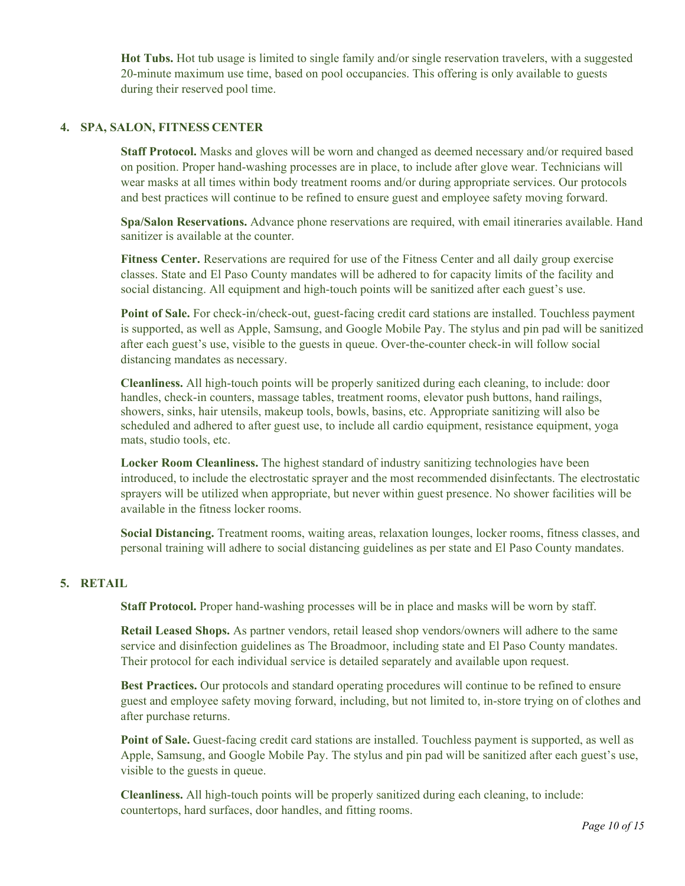**Hot Tubs.** Hot tub usage is limited to single family and/or single reservation travelers, with a suggested 20-minute maximum use time, based on pool occupancies. This offering is only available to guests during their reserved pool time.

## 4. SPA, SALON, FITNESS CENTER

**Staff Protocol.** Masks and gloves will be worn and changed as deemed necessary and/or required based on position. Proper hand-washing processes are in place, to include after glove wear. Technicians will wear masks at all times within body treatment rooms and/or during appropriate services. Our protocols and best practices will continue to be refined to ensure guest and employee safety moving forward.

**Spa/Salon Reservations.** Advance phone reservations are required, with email itineraries available. Hand sanitizer is available at the counter.

**Fitness Center.** Reservations are required for use of the Fitness Center and all daily group exercise classes. State and El Paso County mandates will be adhered to for capacity limits of the facility and social distancing. All equipment and high-touch points will be sanitized after each guest's use.

**Point of Sale.** For check-in/check-out, guest-facing credit card stations are installed. Touchless payment is supported, as well as Apple, Samsung, and Google Mobile Pay. The stylus and pin pad will be sanitized after each guest's use, visible to the guests in queue. Over-the-counter check-in will follow social distancing mandates as necessary.

**Cleanliness.** All high-touch points will be properly sanitized during each cleaning, to include: door handles, check-in counters, massage tables, treatment rooms, elevator push buttons, hand railings, showers, sinks, hair utensils, makeup tools, bowls, basins, etc. Appropriate sanitizing will also be scheduled and adhered to after guest use, to include all cardio equipment, resistance equipment, yoga mats, studio tools, etc.

**Locker Room Cleanliness.** The highest standard of industry sanitizing technologies have been introduced, to include the electrostatic sprayer and the most recommended disinfectants. The electrostatic sprayers will be utilized when appropriate, but never within guest presence. No shower facilities will be available in the fitness locker rooms.

**Social Distancing.** Treatment rooms, waiting areas, relaxation lounges, locker rooms, fitness classes, and personal training will adhere to social distancing guidelines as per state and El Paso County mandates.

## 5. RETAIL

**Staff Protocol.** Proper hand-washing processes will be in place and masks will be worn by staff.

**Retail Leased Shops.** As partner vendors, retail leased shop vendors/owners will adhere to the same service and disinfection guidelines as The Broadmoor, including state and El Paso County mandates. Their protocol for each individual service is detailed separately and available upon request.

**Best Practices.** Our protocols and standard operating procedures will continue to be refined to ensure guest and employee safety moving forward, including, but not limited to, in-store trying on of clothes and after purchase returns.

**Point of Sale.** Guest-facing credit card stations are installed. Touchless payment is supported, as well as Apple, Samsung, and Google Mobile Pay. The stylus and pin pad will be sanitized after each guest's use, visible to the guests in queue.

**Cleanliness.** All high-touch points will be properly sanitized during each cleaning, to include: countertops, hard surfaces, door handles, and fitting rooms.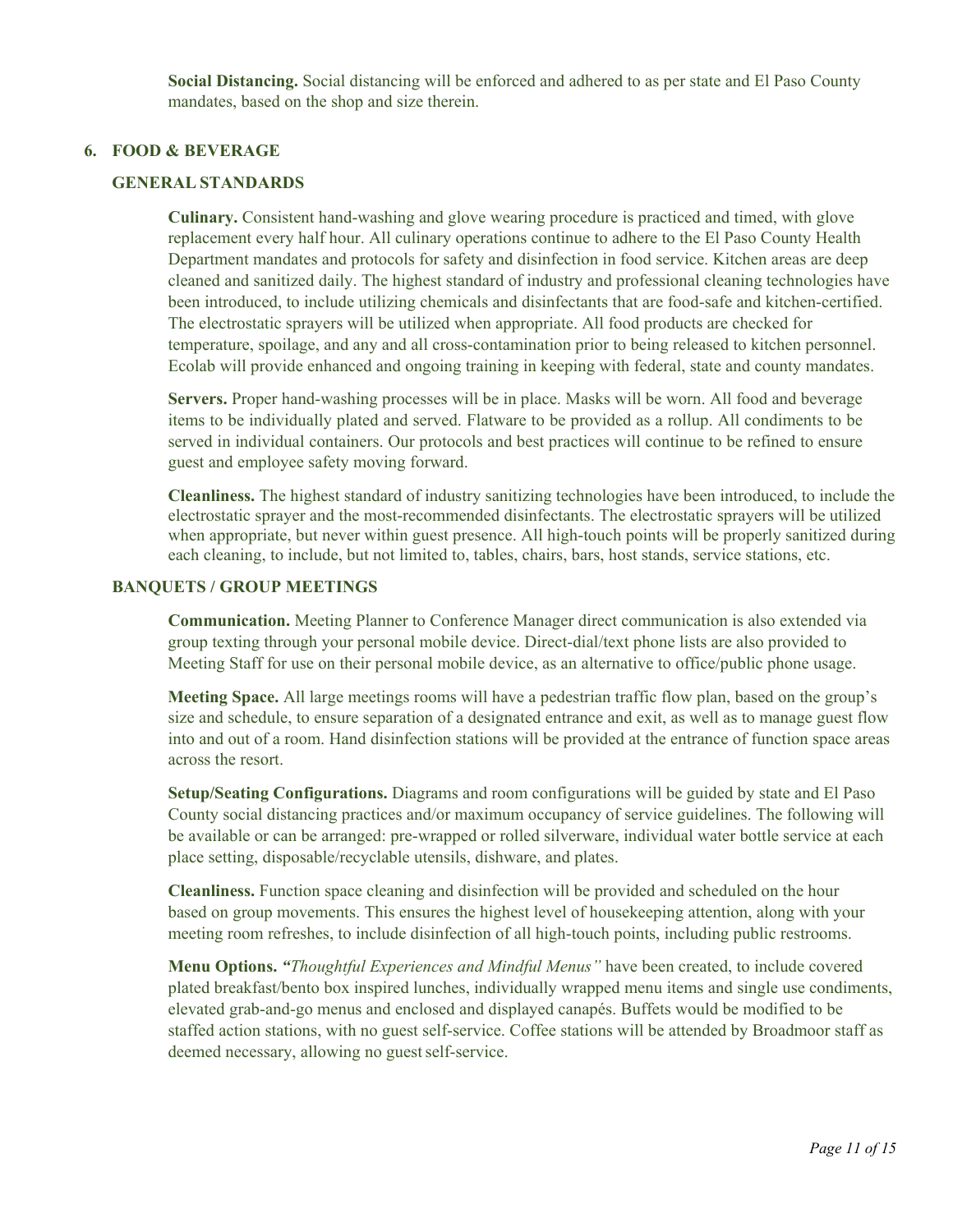**Social Distancing.** Social distancing will be enforced and adhered to as per state and El Paso County mandates, based on the shop and size therein.

## 6. FOOD & BEVERAGE

### GENERAL STANDARDS

**Culinary.** Consistent hand-washing and glove wearing procedure is practiced and timed, with glove replacement every half hour. All culinary operations continue to adhere to the El Paso County Health Department mandates and protocols for safety and disinfection in food service. Kitchen areas are deep cleaned and sanitized daily. The highest standard of industry and professional cleaning technologies have been introduced, to include utilizing chemicals and disinfectants that are food-safe and kitchen-certified. The electrostatic sprayers will be utilized when appropriate. All food products are checked for temperature, spoilage, and any and all cross-contamination prior to being released to kitchen personnel. Ecolab will provide enhanced and ongoing training in keeping with federal, state and county mandates.

**Servers.** Proper hand-washing processes will be in place. Masks will be worn. All food and beverage items to be individually plated and served. Flatware to be provided as a rollup. All condiments to be served in individual containers. Our protocols and best practices will continue to be refined to ensure guest and employee safety moving forward.

**Cleanliness.** The highest standard of industry sanitizing technologies have been introduced, to include the electrostatic sprayer and the most-recommended disinfectants. The electrostatic sprayers will be utilized when appropriate, but never within guest presence. All high-touch points will be properly sanitized during each cleaning, to include, but not limited to, tables, chairs, bars, host stands, service stations, etc.

### BANQUETS / GROUP MEETINGS

**Communication.** Meeting Planner to Conference Manager direct communication is also extended via group texting through your personal mobile device. Direct-dial/text phone lists are also provided to Meeting Staff for use on their personal mobile device, as an alternative to office/public phone usage.

**Meeting Space.** All large meetings rooms will have a pedestrian traffic flow plan, based on the group's size and schedule, to ensure separation of a designated entrance and exit, as well as to manage guest flow into and out of a room. Hand disinfection stations will be provided at the entrance of function space areas across the resort.

**Setup/Seating Configurations.** Diagrams and room configurations will be guided by state and El Paso County social distancing practices and/or maximum occupancy of service guidelines. The following will be available or can be arranged: pre-wrapped or rolled silverware, individual water bottle service at each place setting, disposable/recyclable utensils, dishware, and plates.

**Cleanliness.** Function space cleaning and disinfection will be provided and scheduled on the hour based on group movements. This ensures the highest level of housekeeping attention, along with your meeting room refreshes, to include disinfection of all high-touch points, including public restrooms.

**Menu Options.** *"Thoughtful Experiences and Mindful Menus"* have been created, to include covered plated breakfast/bento box inspired lunches, individually wrapped menu items and single use condiments, elevated grab-and-go menus and enclosed and displayed canapés. Buffets would be modified to be staffed action stations, with no guest self-service. Coffee stations will be attended by Broadmoor staff as deemed necessary, allowing no guest self-service.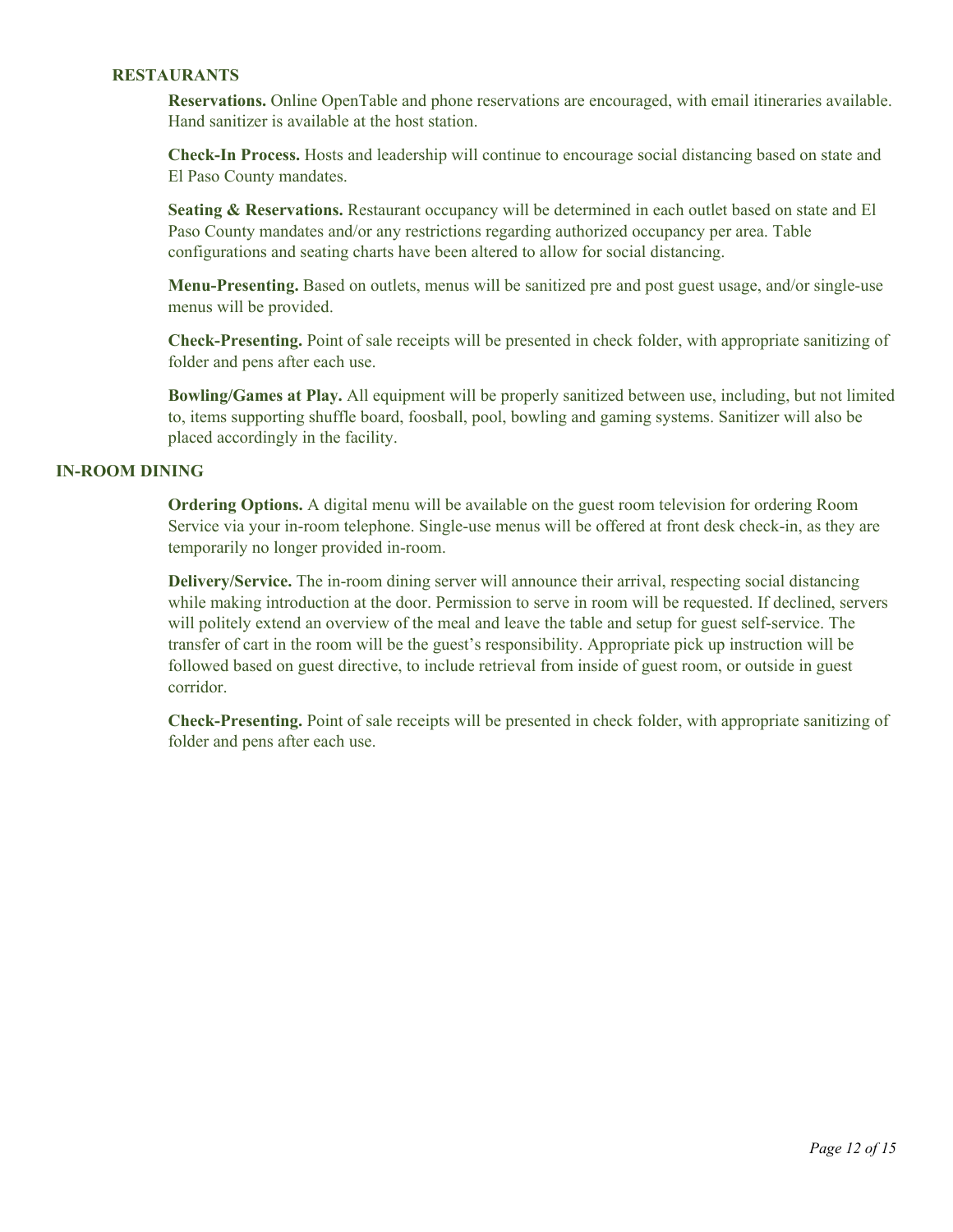## RESTAURANTS

**Reservations.** Online OpenTable and phone reservations are encouraged, with email itineraries available. Hand sanitizer is available at the host station.

**Check-In Process.** Hosts and leadership will continue to encourage social distancing based on state and El Paso County mandates.

**Seating & Reservations.** Restaurant occupancy will be determined in each outlet based on state and El Paso County mandates and/or any restrictions regarding authorized occupancy per area. Table configurations and seating charts have been altered to allow for social distancing.

**Menu-Presenting.** Based on outlets, menus will be sanitized pre and post guest usage, and/or single-use menus will be provided.

**Check-Presenting.** Point of sale receipts will be presented in check folder, with appropriate sanitizing of folder and pens after each use.

**Bowling/Games at Play.** All equipment will be properly sanitized between use, including, but not limited to, items supporting shuffle board, foosball, pool, bowling and gaming systems. Sanitizer will also be placed accordingly in the facility.

## IN-ROOM DINING

**Ordering Options.** A digital menu will be available on the guest room television for ordering Room Service via your in-room telephone. Single-use menus will be offered at front desk check-in, as they are temporarily no longer provided in-room.

**Delivery/Service.** The in-room dining server will announce their arrival, respecting social distancing while making introduction at the door. Permission to serve in room will be requested. If declined, servers will politely extend an overview of the meal and leave the table and setup for guest self-service. The transfer of cart in the room will be the guest's responsibility. Appropriate pick up instruction will be followed based on guest directive, to include retrieval from inside of guest room, or outside in guest corridor.

**Check-Presenting.** Point of sale receipts will be presented in check folder, with appropriate sanitizing of folder and pens after each use.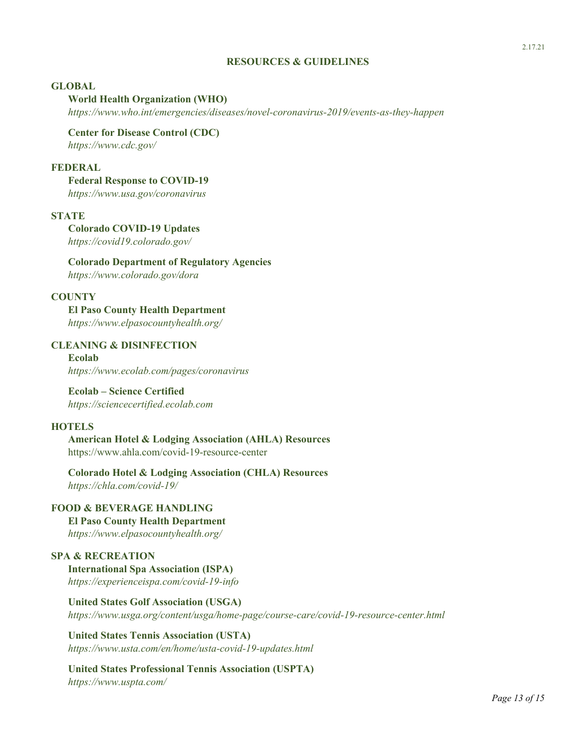## RESOURCES & GUIDELINES

### GLOBAL

**World Health Organization (WHO)**
*https://www.who.int/emergencies/diseases/novel-coronavirus-2019/events-as-they-happen*

**Center for Disease Control (CDC)**
*https://www.cdc.gov/*

### FEDERAL

**Federal Response to COVID-19**
*https://www.usa.gov/coronavirus*

### STATE

**Colorado COVID-19 Updates**
*https://covid19.colorado.gov/*

**Colorado Department of Regulatory Agencies**
*https://www.colorado.gov/dora*

### COUNTY

**El Paso County Health Department**
*https://www.elpasocountyhealth.org/*

### CLEANING & DISINFECTION

**Ecolab**
*https://www.ecolab.com/pages/coronavirus*

**Ecolab – Science Certified**
*https://sciencecertified.ecolab.com*

### HOTELS

**American Hotel & Lodging Association (AHLA) Resources**
https://www.ahla.com/covid-19-resource-center

**Colorado Hotel & Lodging Association (CHLA) Resources**
*https://chla.com/covid-19/*

### FOOD & BEVERAGE HANDLING

**El Paso County Health Department**
*https://www.elpasocountyhealth.org/*

### SPA & RECREATION

**International Spa Association (ISPA)**
*https://experienceispa.com/covid-19-info*

**United States Golf Association (USGA)**
*https://www.usga.org/content/usga/home-page/course-care/covid-19-resource-center.html*

**United States Tennis Association (USTA)**
*https://www.usta.com/en/home/usta-covid-19-updates.html*

**United States Professional Tennis Association (USPTA)**
*https://www.uspta.com/*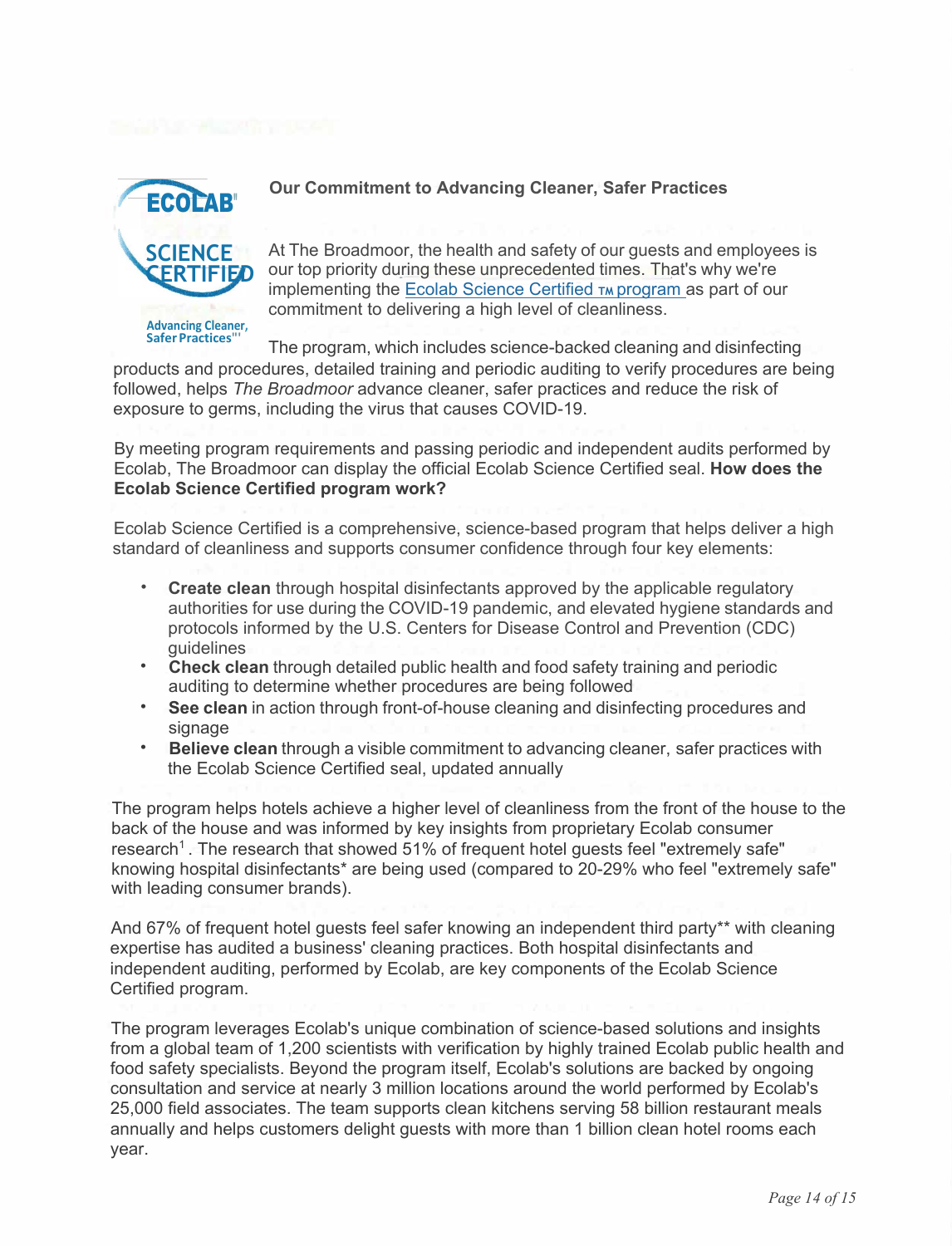## Our Commitment to Advancing Cleaner, Safer Practices

At The Broadmoor, the health and safety of our guests and employees is our top priority during these unprecedented times. That's why we're implementing the Ecolab Science Certified ™ program as part of our commitment to delivering a high level of cleanliness.

The program, which includes science-backed cleaning and disinfecting products and procedures, detailed training and periodic auditing to verify procedures are being followed, helps *The Broadmoor* advance cleaner, safer practices and reduce the risk of exposure to germs, including the virus that causes COVID-19.

By meeting program requirements and passing periodic and independent audits performed by Ecolab, The Broadmoor can display the official Ecolab Science Certified seal. **How does the Ecolab Science Certified program work?**

Ecolab Science Certified is a comprehensive, science-based program that helps deliver a high standard of cleanliness and supports consumer confidence through four key elements:

- **Create clean** through hospital disinfectants approved by the applicable regulatory authorities for use during the COVID-19 pandemic, and elevated hygiene standards and protocols informed by the U.S. Centers for Disease Control and Prevention (CDC) guidelines
- **Check clean** through detailed public health and food safety training and periodic auditing to determine whether procedures are being followed
- **See clean** in action through front-of-house cleaning and disinfecting procedures and signage
- **Believe clean** through a visible commitment to advancing cleaner, safer practices with the Ecolab Science Certified seal, updated annually

The program helps hotels achieve a higher level of cleanliness from the front of the house to the back of the house and was informed by key insights from proprietary Ecolab consumer research[1] . The research that showed 51% of frequent hotel guests feel "extremely safe" knowing hospital disinfectants* are being used (compared to 20-29% who feel "extremely safe" with leading consumer brands).

And 67% of frequent hotel guests feel safer knowing an independent third party** with cleaning expertise has audited a business' cleaning practices. Both hospital disinfectants and independent auditing, performed by Ecolab, are key components of the Ecolab Science Certified program.

The program leverages Ecolab's unique combination of science-based solutions and insights from a global team of 1,200 scientists with verification by highly trained Ecolab public health and food safety specialists. Beyond the program itself, Ecolab's solutions are backed by ongoing consultation and service at nearly 3 million locations around the world performed by Ecolab's 25,000 field associates. The team supports clean kitchens serving 58 billion restaurant meals annually and helps customers delight guests with more than 1 billion clean hotel rooms each year.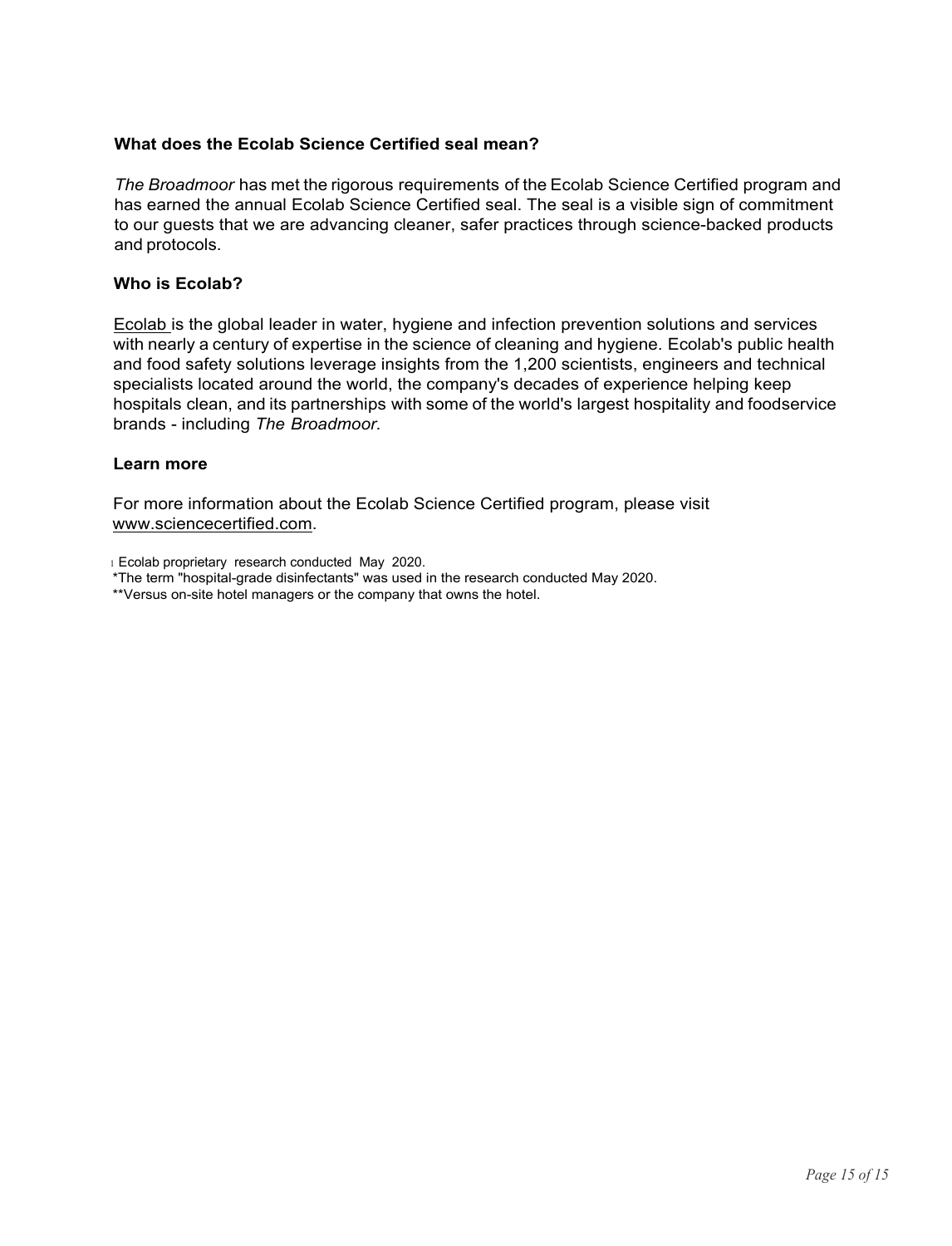**What does the Ecolab Science Certified seal mean?**

*The Broadmoor* has met the rigorous requirements of the Ecolab Science Certified program and has earned the annual Ecolab Science Certified seal. The seal is a visible sign of commitment to our guests that we are advancing cleaner, safer practices through science-backed products and protocols.

**Who is Ecolab?**

Ecolab is the global leader in water, hygiene and infection prevention solutions and services with nearly a century of expertise in the science of cleaning and hygiene. Ecolab's public health and food safety solutions leverage insights from the 1,200 scientists, engineers and technical specialists located around the world, the company's decades of experience helping keep hospitals clean, and its partnerships with some of the world's largest hospitality and foodservice brands - including *The Broadmoor.*

**Learn more**

For more information about the Ecolab Science Certified program, please visit www.sciencecertified.com.

[1] Ecolab proprietary research conducted May 2020.

*The term "hospital-grade disinfectants" was used in the research conducted May 2020.

**Versus on-site hotel managers or the company that owns the hotel.